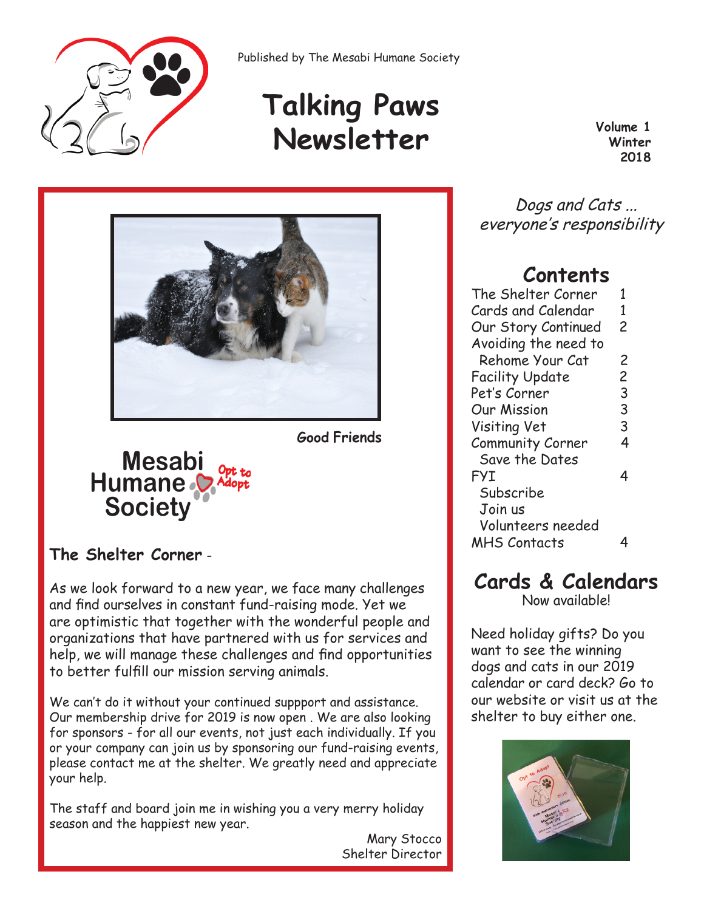Published by The Mesabi Humane Society

# Talking Paws Newsletter

**Volume 1**
**Winter**
**2018**

*Dogs and Cats ...*
*everyone's responsibility*

**Good Friends**

Mesabi Humane Society — Opt to Adopt

## The Shelter Corner -

As we look forward to a new year, we face many challenges and find ourselves in constant fund-raising mode. Yet we are optimistic that together with the wonderful people and organizations that have partnered with us for services and help, we will manage these challenges and find opportunities to better fulfill our mission serving animals.

We can't do it without your continued suppport and assistance. Our membership drive for 2019 is now open . We are also looking for sponsors - for all our events, not just each individually. If you or your company can join us by sponsoring our fund-raising events, please contact me at the shelter. We greatly need and appreciate your help.

The staff and board join me in wishing you a very merry holiday season and the happiest new year.

Mary Stocco
Shelter Director

## Contents

| | |
|---|---|
| The Shelter Corner | 1 |
| Cards and Calendar | 1 |
| Our Story Continued | 2 |
| Avoiding the need to Rehome Your Cat | 2 |
| Facility Update | 2 |
| Pet's Corner | 3 |
| Our Mission | 3 |
| Visiting Vet | 3 |
| Community Corner<br>Save the Dates | 4 |
| FYI<br>Subscribe<br>Join us<br>Volunteers needed | 4 |
| MHS Contacts | 4 |

## Cards & Calendars

Now available!

Need holiday gifts? Do you want to see the winning dogs and cats in our 2019 calendar or card deck? Go to our website or visit us at the shelter to buy either one.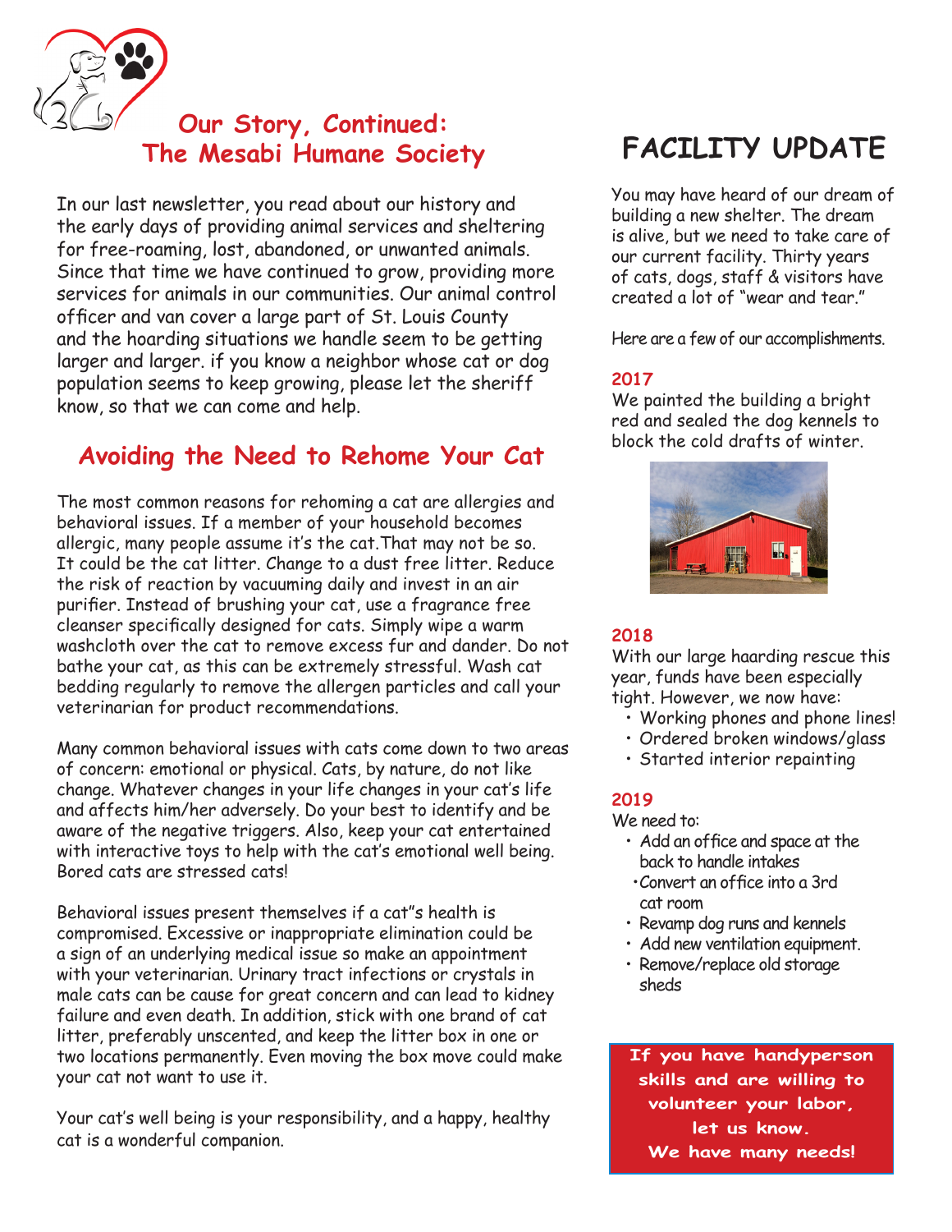## Our Story, Continued: The Mesabi Humane Society

In our last newsletter, you read about our history and the early days of providing animal services and sheltering for free-roaming, lost, abandoned, or unwanted animals. Since that time we have continued to grow, providing more services for animals in our communities. Our animal control officer and van cover a large part of St. Louis County and the hoarding situations we handle seem to be getting larger and larger. if you know a neighbor whose cat or dog population seems to keep growing, please let the sheriff know, so that we can come and help.

## Avoiding the Need to Rehome Your Cat

The most common reasons for rehoming a cat are allergies and behavioral issues. If a member of your household becomes allergic, many people assume it's the cat.That may not be so. It could be the cat litter. Change to a dust free litter. Reduce the risk of reaction by vacuuming daily and invest in an air purifier. Instead of brushing your cat, use a fragrance free cleanser specifically designed for cats. Simply wipe a warm washcloth over the cat to remove excess fur and dander. Do not bathe your cat, as this can be extremely stressful. Wash cat bedding regularly to remove the allergen particles and call your veterinarian for product recommendations.

Many common behavioral issues with cats come down to two areas of concern: emotional or physical. Cats, by nature, do not like change. Whatever changes in your life changes in your cat's life and affects him/her adversely. Do your best to identify and be aware of the negative triggers. Also, keep your cat entertained with interactive toys to help with the cat's emotional well being. Bored cats are stressed cats!

Behavioral issues present themselves if a cat"s health is compromised. Excessive or inappropriate elimination could be a sign of an underlying medical issue so make an appointment with your veterinarian. Urinary tract infections or crystals in male cats can be cause for great concern and can lead to kidney failure and even death. In addition, stick with one brand of cat litter, preferably unscented, and keep the litter box in one or two locations permanently. Even moving the box move could make your cat not want to use it.

Your cat's well being is your responsibility, and a happy, healthy cat is a wonderful companion.

## FACILITY UPDATE

You may have heard of our dream of building a new shelter. The dream is alive, but we need to take care of our current facility. Thirty years of cats, dogs, staff & visitors have created a lot of "wear and tear."

Here are a few of our accomplishments.

### 2017

We painted the building a bright red and sealed the dog kennels to block the cold drafts of winter.

### 2018

With our large haarding rescue this year, funds have been especially tight. However, we now have:

- Working phones and phone lines!
- Ordered broken windows/glass
- Started interior repainting

### 2019

We need to:

- Add an office and space at the back to handle intakes
- Convert an office into a 3rd cat room
- Revamp dog runs and kennels
- Add new ventilation equipment.
- Remove/replace old storage sheds

**If you have handyperson skills and are willing to volunteer your labor, let us know. We have many needs!**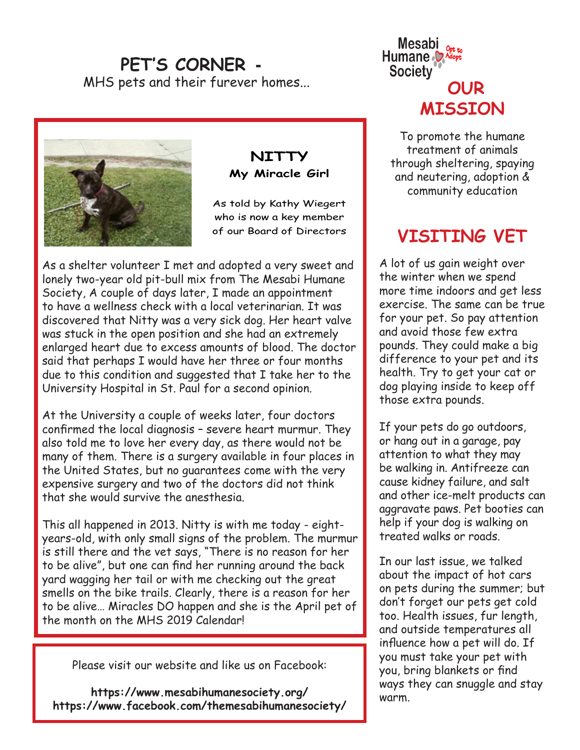# PET'S CORNER -

MHS pets and their furever homes...

## NITTY

**My Miracle Girl**

As told by Kathy Wiegert who is now a key member of our Board of Directors

As a shelter volunteer I met and adopted a very sweet and lonely two-year old pit-bull mix from The Mesabi Humane Society, A couple of days later, I made an appointment to have a wellness check with a local veterinarian. It was discovered that Nitty was a very sick dog. Her heart valve was stuck in the open position and she had an extremely enlarged heart due to excess amounts of blood. The doctor said that perhaps I would have her three or four months due to this condition and suggested that I take her to the University Hospital in St. Paul for a second opinion.

At the University a couple of weeks later, four doctors confirmed the local diagnosis – severe heart murmur. They also told me to love her every day, as there would not be many of them. There is a surgery available in four places in the United States, but no guarantees come with the very expensive surgery and two of the doctors did not think that she would survive the anesthesia.

This all happened in 2013. Nitty is with me today - eight-years-old, with only small signs of the problem. The murmur is still there and the vet says, "There is no reason for her to be alive", but one can find her running around the back yard wagging her tail or with me checking out the great smells on the bike trails. Clearly, there is a reason for her to be alive… Miracles DO happen and she is the April pet of the month on the MHS 2019 Calendar!

Please visit our website and like us on Facebook:

**https://www.mesabihumanesociety.org/**
**https://www.facebook.com/themesabihumanesociety/**

Mesabi Humane Society
Opt to Adopt

## OUR MISSION

To promote the humane treatment of animals through sheltering, spaying and neutering, adoption & community education

## VISITING VET

A lot of us gain weight over the winter when we spend more time indoors and get less exercise. The same can be true for your pet. So pay attention and avoid those few extra pounds. They could make a big difference to your pet and its health. Try to get your cat or dog playing inside to keep off those extra pounds.

If your pets do go outdoors, or hang out in a garage, pay attention to what they may be walking in. Antifreeze can cause kidney failure, and salt and other ice-melt products can aggravate paws. Pet booties can help if your dog is walking on treated walks or roads.

In our last issue, we talked about the impact of hot cars on pets during the summer; but don't forget our pets get cold too. Health issues, fur length, and outside temperatures all influence how a pet will do. If you must take your pet with you, bring blankets or find ways they can snuggle and stay warm.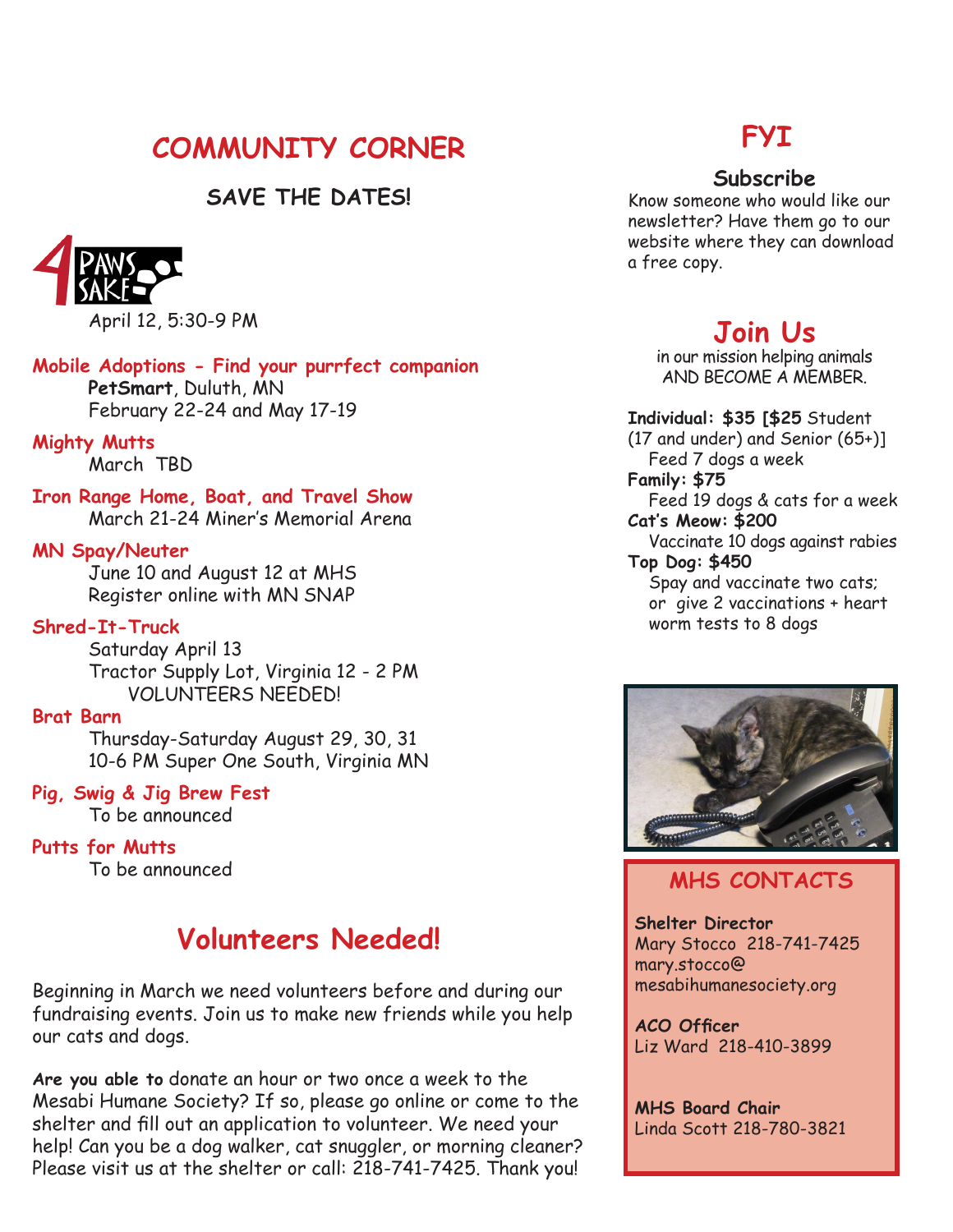# COMMUNITY CORNER

## SAVE THE DATES!

4 PAWS SAKE

April 12, 5:30-9 PM

**Mobile Adoptions - Find your purrfect companion**
**PetSmart**, Duluth, MN
February 22-24 and May 17-19

**Mighty Mutts**
March TBD

**Iron Range Home, Boat, and Travel Show**
March 21-24 Miner's Memorial Arena

**MN Spay/Neuter**
June 10 and August 12 at MHS
Register online with MN SNAP

**Shred-It-Truck**
Saturday April 13
Tractor Supply Lot, Virginia 12 - 2 PM
VOLUNTEERS NEEDED!

**Brat Barn**
Thursday-Saturday August 29, 30, 31
10-6 PM Super One South, Virginia MN

**Pig, Swig & Jig Brew Fest**
To be announced

**Putts for Mutts**
To be announced

# Volunteers Needed!

Beginning in March we need volunteers before and during our fundraising events. Join us to make new friends while you help our cats and dogs.

**Are you able to** donate an hour or two once a week to the Mesabi Humane Society? If so, please go online or come to the shelter and fill out an application to volunteer. We need your help! Can you be a dog walker, cat snuggler, or morning cleaner? Please visit us at the shelter or call: 218-741-7425. Thank you!

# FYI

## Subscribe

Know someone who would like our newsletter? Have them go to our website where they can download a free copy.

## Join Us

in our mission helping animals AND BECOME A MEMBER.

**Individual: $35 [$25** Student (17 and under) and Senior (65+)]
Feed 7 dogs a week
**Family: $75**
Feed 19 dogs & cats for a week
**Cat's Meow: $200**
Vaccinate 10 dogs against rabies
**Top Dog: $450**
Spay and vaccinate two cats; or give 2 vaccinations + heart worm tests to 8 dogs

## MHS CONTACTS

**Shelter Director**
Mary Stocco 218-741-7425
mary.stocco@mesabihumanesociety.org

**ACO Officer**
Liz Ward 218-410-3899

**MHS Board Chair**
Linda Scott 218-780-3821